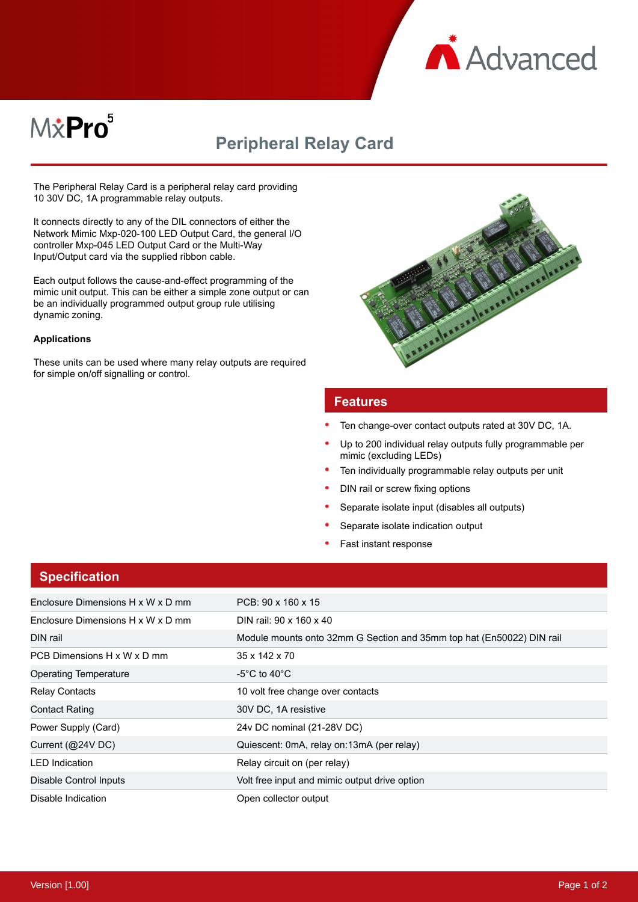# MxPro 5

## Peripheral Relay Card

The Peripheral Relay Card is a peripheral relay card providing 10 30V DC, 1A programmable relay outputs.

It connects directly to any of the DIL connectors of either the Network Mimic Mxp-020-100 LED Output Card, the general I/O controller Mxp-045 LED Output Card or the Multi-Way Input/Output card via the supplied ribbon cable.

Each output follows the cause-and-effect programming of the mimic unit output. This can be either a simple zone output or can be an individually programmed output group rule utilising dynamic zoning.

**Applications**

These units can be used where many relay outputs are required for simple on/off signalling or control.

## Features

- Ten change-over contact outputs rated at 30V DC, 1A.
- Up to 200 individual relay outputs fully programmable per mimic (excluding LEDs)
- Ten individually programmable relay outputs per unit
- DIN rail or screw fixing options
- Separate isolate input (disables all outputs)
- Separate isolate indication output
- Fast instant response

## Specification

| | |
|---|---|
| Enclosure Dimensions H x W x D mm | PCB: 90 x 160 x 15 |
| Enclosure Dimensions H x W x D mm | DIN rail: 90 x 160 x 40 |
| DIN rail | Module mounts onto 32mm G Section and 35mm top hat (En50022) DIN rail |
| PCB Dimensions H x W x D mm | 35 x 142 x 70 |
| Operating Temperature | -5°C to 40°C |
| Relay Contacts | 10 volt free change over contacts |
| Contact Rating | 30V DC, 1A resistive |
| Power Supply (Card) | 24v DC nominal (21-28V DC) |
| Current (@24V DC) | Quiescent: 0mA, relay on:13mA (per relay) |
| LED Indication | Relay circuit on (per relay) |
| Disable Control Inputs | Volt free input and mimic output drive option |
| Disable Indication | Open collector output |

Version [1.00]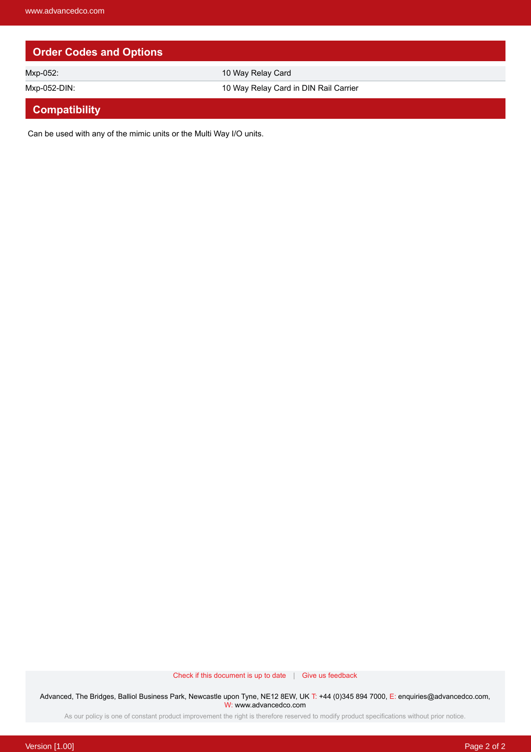## Order Codes and Options

| | |
|---|---|
| Mxp-052: | 10 Way Relay Card |
| Mxp-052-DIN: | 10 Way Relay Card in DIN Rail Carrier |

## Compatibility

Can be used with any of the mimic units or the Multi Way I/O units.

Check if this document is up to date | Give us feedback

Advanced, The Bridges, Balliol Business Park, Newcastle upon Tyne, NE12 8EW, UK T: +44 (0)345 894 7000, E: enquiries@advancedco.com, W: www.advancedco.com

As our policy is one of constant product improvement the right is therefore reserved to modify product specifications without prior notice.

Version [1.00]